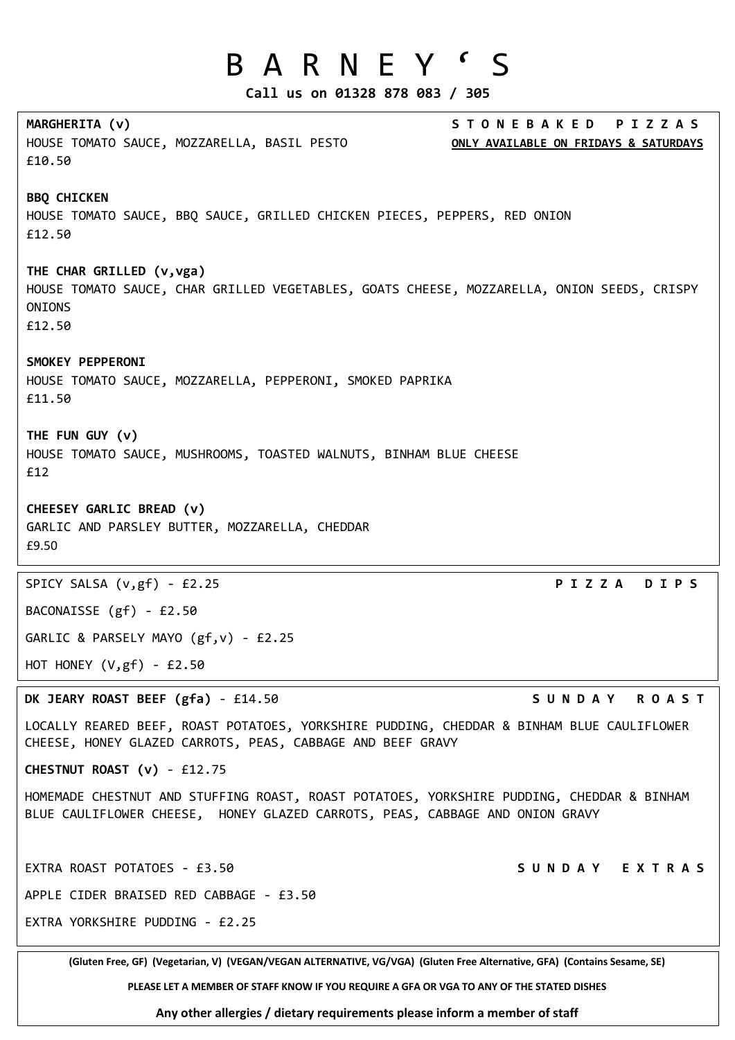# B A R N E Y ' S

**Call us on 01328 878 083 / 305**

## S T O N E B A K E D P I Z Z A S

**ONLY AVAILABLE ON FRIDAYS & SATURDAYS**

**MARGHERITA (v)**
HOUSE TOMATO SAUCE, MOZZARELLA, BASIL PESTO
£10.50

**BBQ CHICKEN**
HOUSE TOMATO SAUCE, BBQ SAUCE, GRILLED CHICKEN PIECES, PEPPERS, RED ONION
£12.50

**THE CHAR GRILLED (v,vga)**
HOUSE TOMATO SAUCE, CHAR GRILLED VEGETABLES, GOATS CHEESE, MOZZARELLA, ONION SEEDS, CRISPY ONIONS
£12.50

**SMOKEY PEPPERONI**
HOUSE TOMATO SAUCE, MOZZARELLA, PEPPERONI, SMOKED PAPRIKA
£11.50

**THE FUN GUY (v)**
HOUSE TOMATO SAUCE, MUSHROOMS, TOASTED WALNUTS, BINHAM BLUE CHEESE
£12

**CHEESEY GARLIC BREAD (v)**
GARLIC AND PARSLEY BUTTER, MOZZARELLA, CHEDDAR
£9.50

## P I Z Z A D I P S

SPICY SALSA (v,gf) - £2.25

BACONAISSE (gf) - £2.50

GARLIC & PARSELY MAYO (gf,v) - £2.25

HOT HONEY (V,gf) - £2.50

## S U N D A Y R O A S T

**DK JEARY ROAST BEEF (gfa)** - £14.50

LOCALLY REARED BEEF, ROAST POTATOES, YORKSHIRE PUDDING, CHEDDAR & BINHAM BLUE CAULIFLOWER CHEESE, HONEY GLAZED CARROTS, PEAS, CABBAGE AND BEEF GRAVY

**CHESTNUT ROAST (v)** - £12.75

HOMEMADE CHESTNUT AND STUFFING ROAST, ROAST POTATOES, YORKSHIRE PUDDING, CHEDDAR & BINHAM BLUE CAULIFLOWER CHEESE, HONEY GLAZED CARROTS, PEAS, CABBAGE AND ONION GRAVY

## S U N D A Y E X T R A S

EXTRA ROAST POTATOES - £3.50

APPLE CIDER BRAISED RED CABBAGE - £3.50

EXTRA YORKSHIRE PUDDING - £2.25

**(Gluten Free, GF) (Vegetarian, V) (VEGAN/VEGAN ALTERNATIVE, VG/VGA) (Gluten Free Alternative, GFA) (Contains Sesame, SE)**

**PLEASE LET A MEMBER OF STAFF KNOW IF YOU REQUIRE A GFA OR VGA TO ANY OF THE STATED DISHES**

**Any other allergies / dietary requirements please inform a member of staff**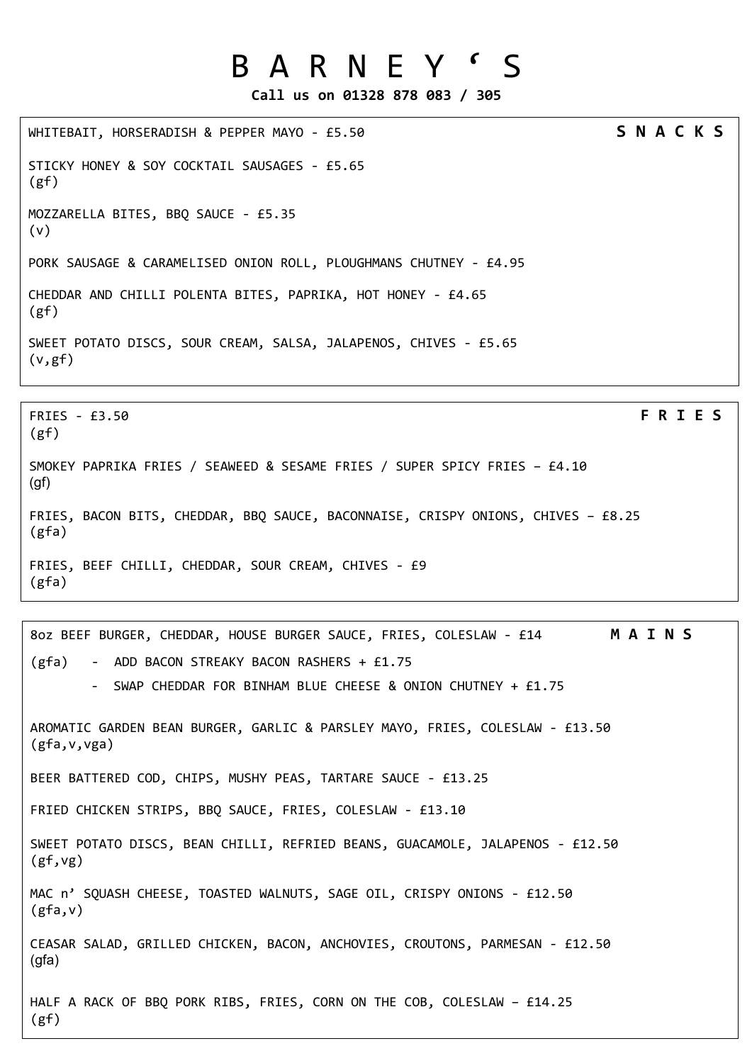# B A R N E Y ' S

**Call us on 01328 878 083 / 305**

## S N A C K S

WHITEBAIT, HORSERADISH & PEPPER MAYO - £5.50

STICKY HONEY & SOY COCKTAIL SAUSAGES - £5.65
(gf)

MOZZARELLA BITES, BBQ SAUCE - £5.35
(v)

PORK SAUSAGE & CARAMELISED ONION ROLL, PLOUGHMANS CHUTNEY - £4.95

CHEDDAR AND CHILLI POLENTA BITES, PAPRIKA, HOT HONEY - £4.65
(gf)

SWEET POTATO DISCS, SOUR CREAM, SALSA, JALAPENOS, CHIVES - £5.65
(v,gf)

## F R I E S

FRIES - £3.50
(gf)

SMOKEY PAPRIKA FRIES / SEAWEED & SESAME FRIES / SUPER SPICY FRIES – £4.10
(gf)

FRIES, BACON BITS, CHEDDAR, BBQ SAUCE, BACONNAISE, CRISPY ONIONS, CHIVES – £8.25
(gfa)

FRIES, BEEF CHILLI, CHEDDAR, SOUR CREAM, CHIVES - £9
(gfa)

## M A I N S

8oz BEEF BURGER, CHEDDAR, HOUSE BURGER SAUCE, FRIES, COLESLAW - £14
(gfa)
- ADD BACON STREAKY BACON RASHERS + £1.75
- SWAP CHEDDAR FOR BINHAM BLUE CHEESE & ONION CHUTNEY + £1.75

AROMATIC GARDEN BEAN BURGER, GARLIC & PARSLEY MAYO, FRIES, COLESLAW - £13.50
(gfa,v,vga)

BEER BATTERED COD, CHIPS, MUSHY PEAS, TARTARE SAUCE - £13.25

FRIED CHICKEN STRIPS, BBQ SAUCE, FRIES, COLESLAW - £13.10

SWEET POTATO DISCS, BEAN CHILLI, REFRIED BEANS, GUACAMOLE, JALAPENOS - £12.50
(gf,vg)

MAC n' SQUASH CHEESE, TOASTED WALNUTS, SAGE OIL, CRISPY ONIONS - £12.50
(gfa,v)

CEASAR SALAD, GRILLED CHICKEN, BACON, ANCHOVIES, CROUTONS, PARMESAN - £12.50
(gfa)

HALF A RACK OF BBQ PORK RIBS, FRIES, CORN ON THE COB, COLESLAW – £14.25
(gf)